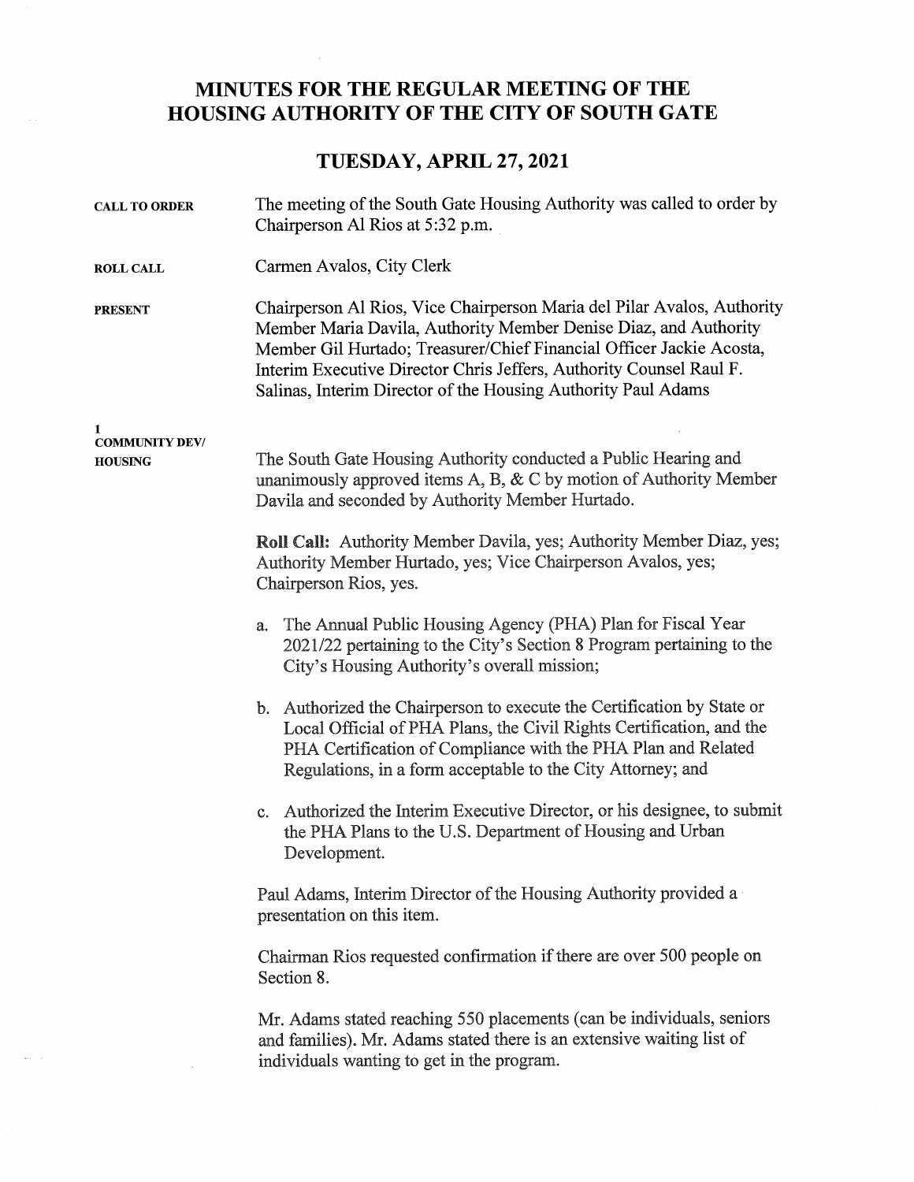# MINUTES FOR THE REGULAR MEETING OF THE HOUSING AUTHORITY OF THE CITY OF SOUTH GATE

## TUESDAY, APRIL 27, 2021

**CALL TO ORDER**

The meeting of the South Gate Housing Authority was called to order by Chairperson Al Rios at 5:32 p.m.

**ROLL CALL**

Carmen Avalos, City Clerk

**PRESENT**

Chairperson Al Rios, Vice Chairperson Maria del Pilar Avalos, Authority Member Maria Davila, Authority Member Denise Diaz, and Authority Member Gil Hurtado; Treasurer/Chief Financial Officer Jackie Acosta, Interim Executive Director Chris Jeffers, Authority Counsel Raul F. Salinas, Interim Director of the Housing Authority Paul Adams

**1**
**COMMUNITY DEV/ HOUSING**

The South Gate Housing Authority conducted a Public Hearing and unanimously approved items A, B, & C by motion of Authority Member Davila and seconded by Authority Member Hurtado.

**Roll Call:** Authority Member Davila, yes; Authority Member Diaz, yes; Authority Member Hurtado, yes; Vice Chairperson Avalos, yes; Chairperson Rios, yes.

a. The Annual Public Housing Agency (PHA) Plan for Fiscal Year 2021/22 pertaining to the City's Section 8 Program pertaining to the City's Housing Authority's overall mission;

b. Authorized the Chairperson to execute the Certification by State or Local Official of PHA Plans, the Civil Rights Certification, and the PHA Certification of Compliance with the PHA Plan and Related Regulations, in a form acceptable to the City Attorney; and

c. Authorized the Interim Executive Director, or his designee, to submit the PHA Plans to the U.S. Department of Housing and Urban Development.

Paul Adams, Interim Director of the Housing Authority provided a presentation on this item.

Chairman Rios requested confirmation if there are over 500 people on Section 8.

Mr. Adams stated reaching 550 placements (can be individuals, seniors and families). Mr. Adams stated there is an extensive waiting list of individuals wanting to get in the program.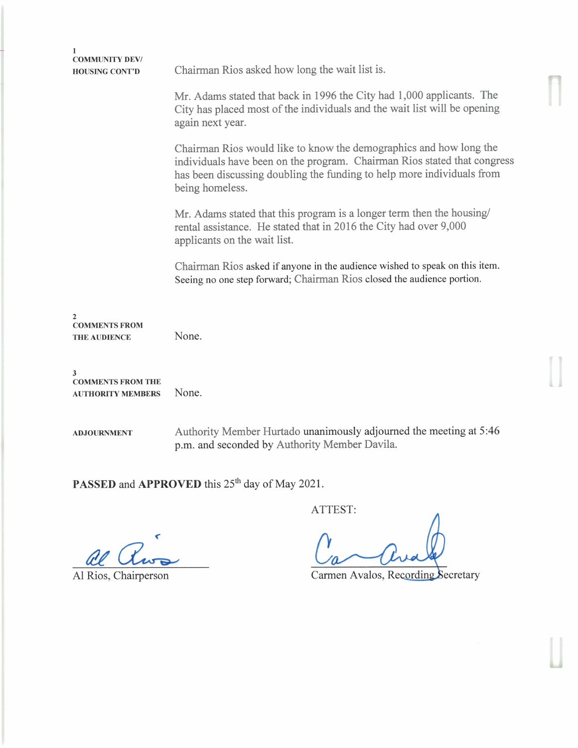**1**
**COMMUNITY DEV/ HOUSING CONT'D**

Chairman Rios asked how long the wait list is.

Mr. Adams stated that back in 1996 the City had 1,000 applicants. The City has placed most of the individuals and the wait list will be opening again next year.

Chairman Rios would like to know the demographics and how long the individuals have been on the program. Chairman Rios stated that congress has been discussing doubling the funding to help more individuals from being homeless.

Mr. Adams stated that this program is a longer term then the housing/ rental assistance. He stated that in 2016 the City had over 9,000 applicants on the wait list.

Chairman Rios asked if anyone in the audience wished to speak on this item. Seeing no one step forward; Chairman Rios closed the audience portion.

**2**
**COMMENTS FROM THE AUDIENCE**

None.

**3**
**COMMENTS FROM THE AUTHORITY MEMBERS**

None.

**ADJOURNMENT**

Authority Member Hurtado unanimously adjourned the meeting at 5:46 p.m. and seconded by Authority Member Davila.

**PASSED** and **APPROVED** this 25th day of May 2021.

ATTEST:

Al Rios, Chairperson

Carmen Avalos, Recording Secretary